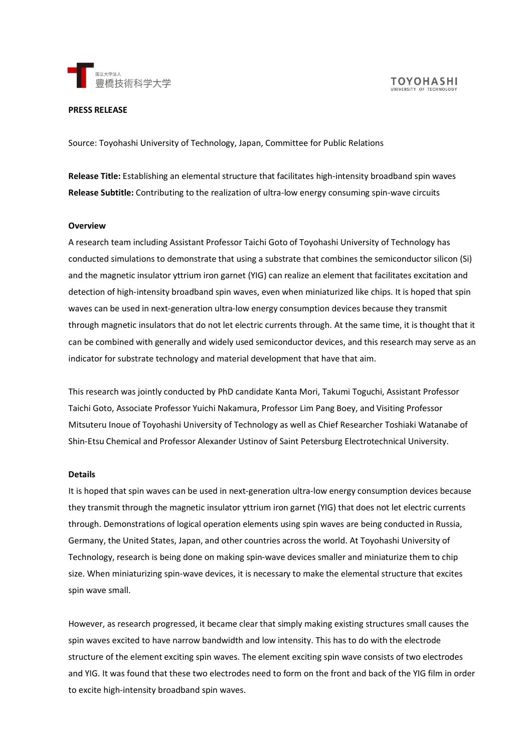**PRESS RELEASE**

Source: Toyohashi University of Technology, Japan, Committee for Public Relations

**Release Title:** Establishing an elemental structure that facilitates high-intensity broadband spin waves
**Release Subtitle:** Contributing to the realization of ultra-low energy consuming spin-wave circuits

**Overview**

A research team including Assistant Professor Taichi Goto of Toyohashi University of Technology has conducted simulations to demonstrate that using a substrate that combines the semiconductor silicon (Si) and the magnetic insulator yttrium iron garnet (YIG) can realize an element that facilitates excitation and detection of high-intensity broadband spin waves, even when miniaturized like chips. It is hoped that spin waves can be used in next-generation ultra-low energy consumption devices because they transmit through magnetic insulators that do not let electric currents through. At the same time, it is thought that it can be combined with generally and widely used semiconductor devices, and this research may serve as an indicator for substrate technology and material development that have that aim.

This research was jointly conducted by PhD candidate Kanta Mori, Takumi Toguchi, Assistant Professor Taichi Goto, Associate Professor Yuichi Nakamura, Professor Lim Pang Boey, and Visiting Professor Mitsuteru Inoue of Toyohashi University of Technology as well as Chief Researcher Toshiaki Watanabe of Shin-Etsu Chemical and Professor Alexander Ustinov of Saint Petersburg Electrotechnical University.

**Details**

It is hoped that spin waves can be used in next-generation ultra-low energy consumption devices because they transmit through the magnetic insulator yttrium iron garnet (YIG) that does not let electric currents through. Demonstrations of logical operation elements using spin waves are being conducted in Russia, Germany, the United States, Japan, and other countries across the world. At Toyohashi University of Technology, research is being done on making spin-wave devices smaller and miniaturize them to chip size. When miniaturizing spin-wave devices, it is necessary to make the elemental structure that excites spin wave small.

However, as research progressed, it became clear that simply making existing structures small causes the spin waves excited to have narrow bandwidth and low intensity. This has to do with the electrode structure of the element exciting spin waves. The element exciting spin wave consists of two electrodes and YIG. It was found that these two electrodes need to form on the front and back of the YIG film in order to excite high-intensity broadband spin waves.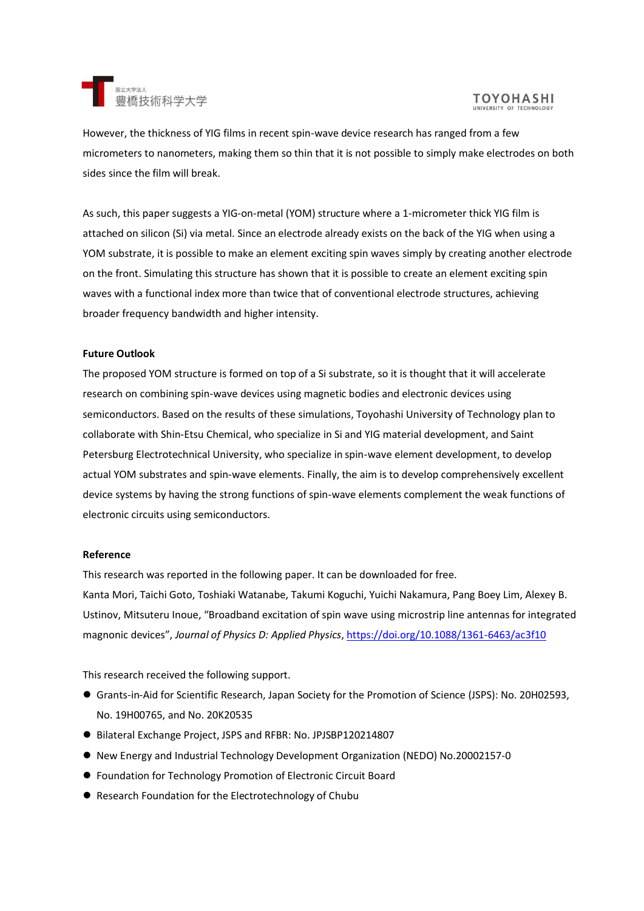However, the thickness of YIG films in recent spin-wave device research has ranged from a few micrometers to nanometers, making them so thin that it is not possible to simply make electrodes on both sides since the film will break.

As such, this paper suggests a YIG-on-metal (YOM) structure where a 1-micrometer thick YIG film is attached on silicon (Si) via metal. Since an electrode already exists on the back of the YIG when using a YOM substrate, it is possible to make an element exciting spin waves simply by creating another electrode on the front. Simulating this structure has shown that it is possible to create an element exciting spin waves with a functional index more than twice that of conventional electrode structures, achieving broader frequency bandwidth and higher intensity.

**Future Outlook**

The proposed YOM structure is formed on top of a Si substrate, so it is thought that it will accelerate research on combining spin-wave devices using magnetic bodies and electronic devices using semiconductors. Based on the results of these simulations, Toyohashi University of Technology plan to collaborate with Shin-Etsu Chemical, who specialize in Si and YIG material development, and Saint Petersburg Electrotechnical University, who specialize in spin-wave element development, to develop actual YOM substrates and spin-wave elements. Finally, the aim is to develop comprehensively excellent device systems by having the strong functions of spin-wave elements complement the weak functions of electronic circuits using semiconductors.

**Reference**

This research was reported in the following paper. It can be downloaded for free.
Kanta Mori, Taichi Goto, Toshiaki Watanabe, Takumi Koguchi, Yuichi Nakamura, Pang Boey Lim, Alexey B. Ustinov, Mitsuteru Inoue, "Broadband excitation of spin wave using microstrip line antennas for integrated magnonic devices", *Journal of Physics D: Applied Physics*, https://doi.org/10.1088/1361-6463/ac3f10

This research received the following support.

- Grants-in-Aid for Scientific Research, Japan Society for the Promotion of Science (JSPS): No. 20H02593, No. 19H00765, and No. 20K20535
- Bilateral Exchange Project, JSPS and RFBR: No. JPJSBP120214807
- New Energy and Industrial Technology Development Organization (NEDO) No.20002157-0
- Foundation for Technology Promotion of Electronic Circuit Board
- Research Foundation for the Electrotechnology of Chubu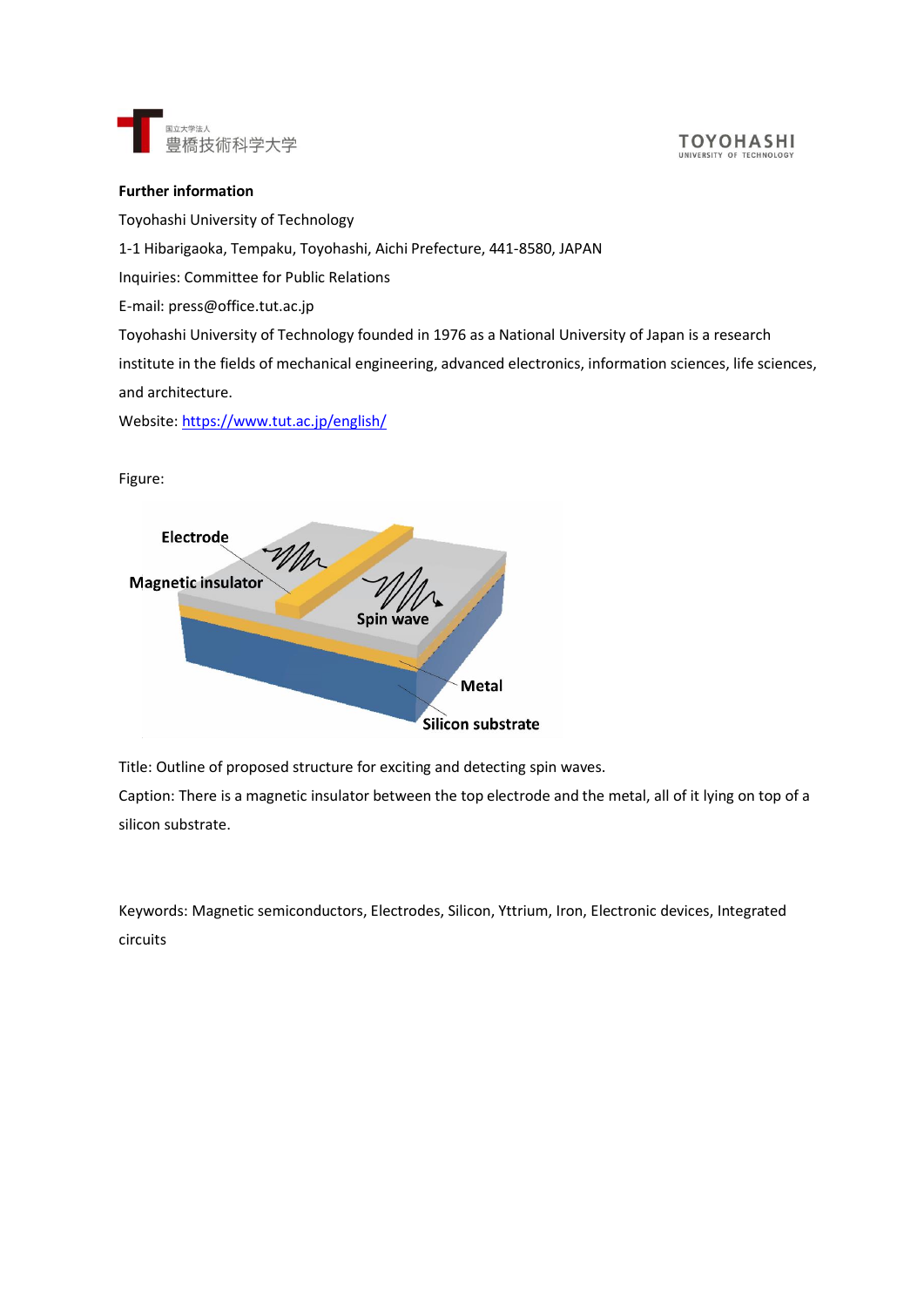**Further information**

Toyohashi University of Technology

1-1 Hibarigaoka, Tempaku, Toyohashi, Aichi Prefecture, 441-8580, JAPAN

Inquiries: Committee for Public Relations

E-mail: press@office.tut.ac.jp

Toyohashi University of Technology founded in 1976 as a National University of Japan is a research institute in the fields of mechanical engineering, advanced electronics, information sciences, life sciences, and architecture.

Website: https://www.tut.ac.jp/english/

Figure:

Electrode
Magnetic insulator
Spin wave
Metal
Silicon substrate

Title: Outline of proposed structure for exciting and detecting spin waves.

Caption: There is a magnetic insulator between the top electrode and the metal, all of it lying on top of a silicon substrate.

Keywords: Magnetic semiconductors, Electrodes, Silicon, Yttrium, Iron, Electronic devices, Integrated circuits